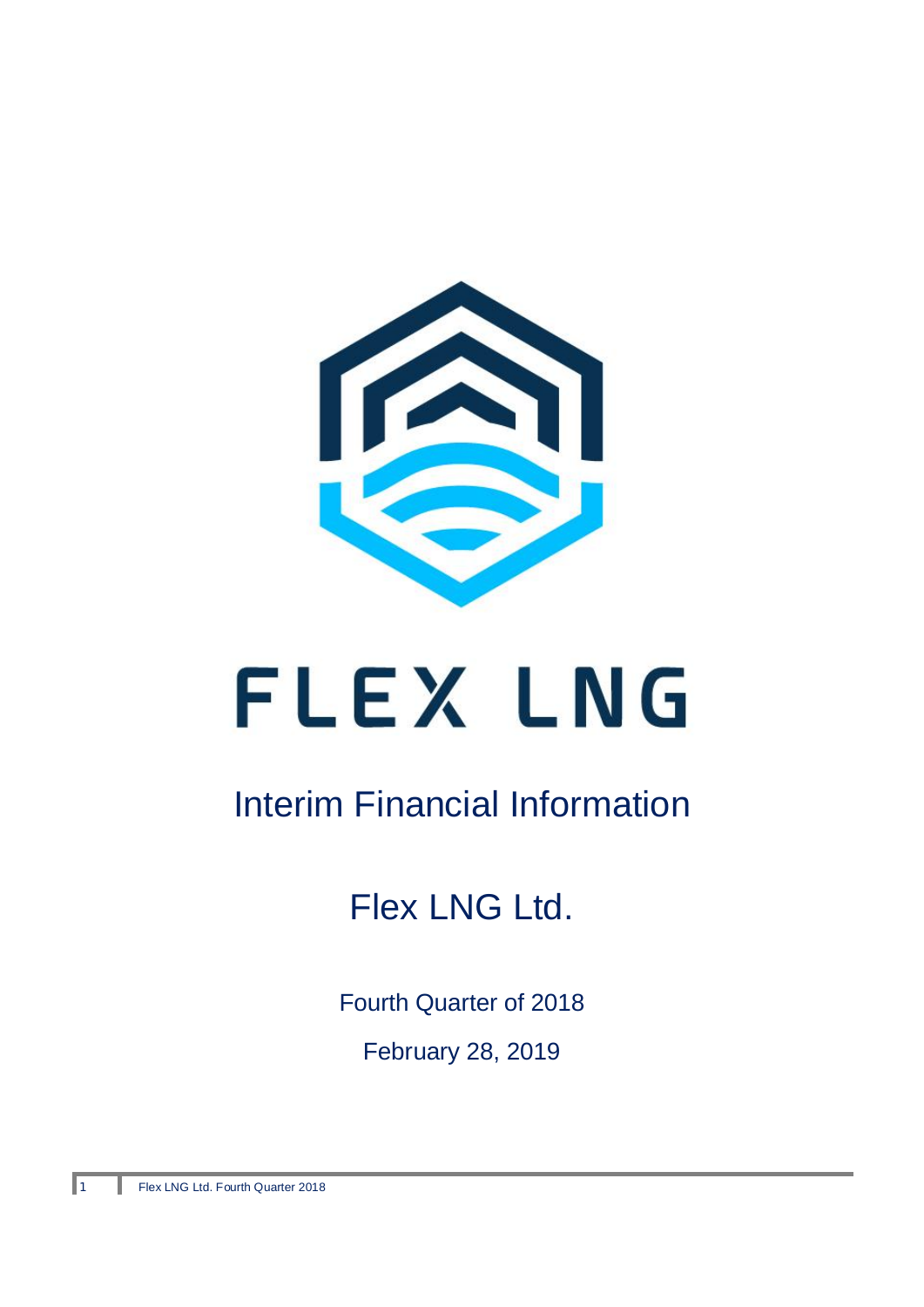# FLEX LNG

## Interim Financial Information

## Flex LNG Ltd.

Fourth Quarter of 2018

February 28, 2019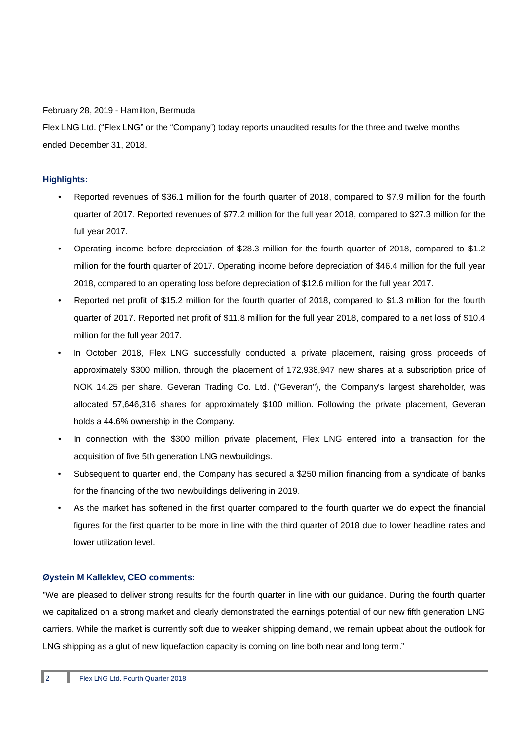February 28, 2019 - Hamilton, Bermuda

Flex LNG Ltd. ("Flex LNG" or the "Company") today reports unaudited results for the three and twelve months ended December 31, 2018.

### Highlights:

- Reported revenues of $36.1 million for the fourth quarter of 2018, compared to $7.9 million for the fourth quarter of 2017. Reported revenues of $77.2 million for the full year 2018, compared to $27.3 million for the full year 2017.
- Operating income before depreciation of $28.3 million for the fourth quarter of 2018, compared to $1.2 million for the fourth quarter of 2017. Operating income before depreciation of $46.4 million for the full year 2018, compared to an operating loss before depreciation of $12.6 million for the full year 2017.
- Reported net profit of $15.2 million for the fourth quarter of 2018, compared to $1.3 million for the fourth quarter of 2017. Reported net profit of $11.8 million for the full year 2018, compared to a net loss of $10.4 million for the full year 2017.
- In October 2018, Flex LNG successfully conducted a private placement, raising gross proceeds of approximately $300 million, through the placement of 172,938,947 new shares at a subscription price of NOK 14.25 per share. Geveran Trading Co. Ltd. ("Geveran"), the Company's largest shareholder, was allocated 57,646,316 shares for approximately $100 million. Following the private placement, Geveran holds a 44.6% ownership in the Company.
- In connection with the $300 million private placement, Flex LNG entered into a transaction for the acquisition of five 5th generation LNG newbuildings.
- Subsequent to quarter end, the Company has secured a $250 million financing from a syndicate of banks for the financing of the two newbuildings delivering in 2019.
- As the market has softened in the first quarter compared to the fourth quarter we do expect the financial figures for the first quarter to be more in line with the third quarter of 2018 due to lower headline rates and lower utilization level.

### Øystein M Kalleklev, CEO comments:

"We are pleased to deliver strong results for the fourth quarter in line with our guidance. During the fourth quarter we capitalized on a strong market and clearly demonstrated the earnings potential of our new fifth generation LNG carriers. While the market is currently soft due to weaker shipping demand, we remain upbeat about the outlook for LNG shipping as a glut of new liquefaction capacity is coming on line both near and long term."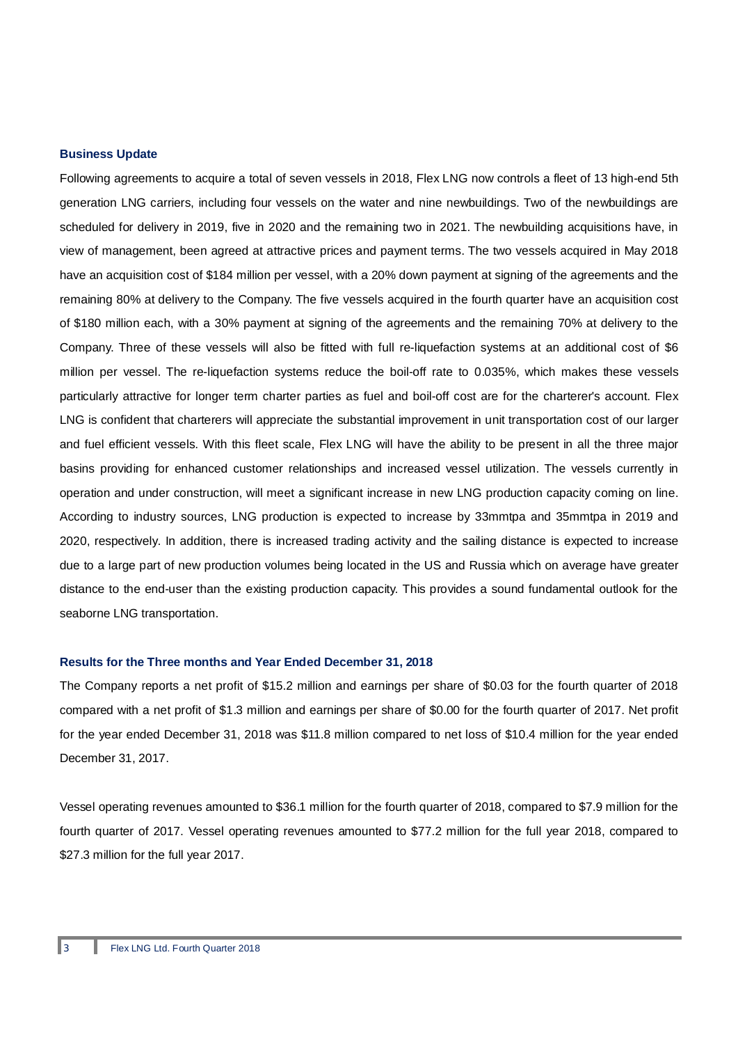## Business Update

Following agreements to acquire a total of seven vessels in 2018, Flex LNG now controls a fleet of 13 high-end 5th generation LNG carriers, including four vessels on the water and nine newbuildings. Two of the newbuildings are scheduled for delivery in 2019, five in 2020 and the remaining two in 2021. The newbuilding acquisitions have, in view of management, been agreed at attractive prices and payment terms. The two vessels acquired in May 2018 have an acquisition cost of $184 million per vessel, with a 20% down payment at signing of the agreements and the remaining 80% at delivery to the Company. The five vessels acquired in the fourth quarter have an acquisition cost of $180 million each, with a 30% payment at signing of the agreements and the remaining 70% at delivery to the Company. Three of these vessels will also be fitted with full re-liquefaction systems at an additional cost of $6 million per vessel. The re-liquefaction systems reduce the boil-off rate to 0.035%, which makes these vessels particularly attractive for longer term charter parties as fuel and boil-off cost are for the charterer's account. Flex LNG is confident that charterers will appreciate the substantial improvement in unit transportation cost of our larger and fuel efficient vessels. With this fleet scale, Flex LNG will have the ability to be present in all the three major basins providing for enhanced customer relationships and increased vessel utilization. The vessels currently in operation and under construction, will meet a significant increase in new LNG production capacity coming on line. According to industry sources, LNG production is expected to increase by 33mmtpa and 35mmtpa in 2019 and 2020, respectively. In addition, there is increased trading activity and the sailing distance is expected to increase due to a large part of new production volumes being located in the US and Russia which on average have greater distance to the end-user than the existing production capacity. This provides a sound fundamental outlook for the seaborne LNG transportation.

## Results for the Three months and Year Ended December 31, 2018

The Company reports a net profit of $15.2 million and earnings per share of $0.03 for the fourth quarter of 2018 compared with a net profit of $1.3 million and earnings per share of $0.00 for the fourth quarter of 2017. Net profit for the year ended December 31, 2018 was $11.8 million compared to net loss of $10.4 million for the year ended December 31, 2017.

Vessel operating revenues amounted to $36.1 million for the fourth quarter of 2018, compared to $7.9 million for the fourth quarter of 2017. Vessel operating revenues amounted to $77.2 million for the full year 2018, compared to $27.3 million for the full year 2017.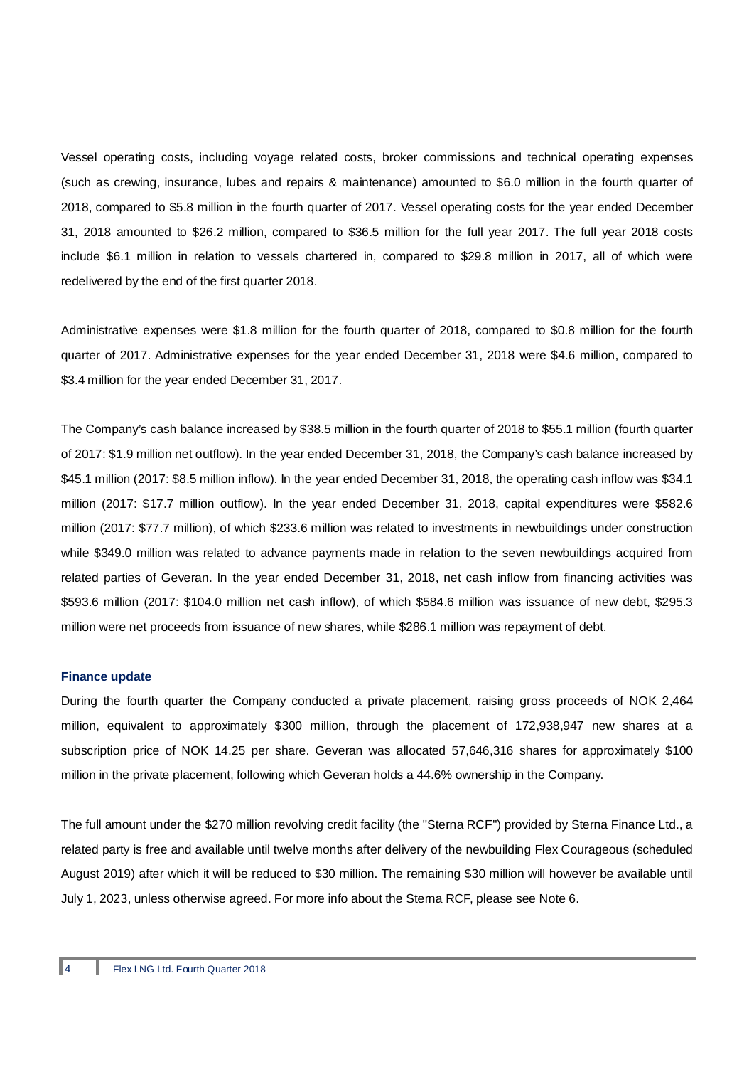Vessel operating costs, including voyage related costs, broker commissions and technical operating expenses (such as crewing, insurance, lubes and repairs & maintenance) amounted to $6.0 million in the fourth quarter of 2018, compared to $5.8 million in the fourth quarter of 2017. Vessel operating costs for the year ended December 31, 2018 amounted to $26.2 million, compared to $36.5 million for the full year 2017. The full year 2018 costs include $6.1 million in relation to vessels chartered in, compared to $29.8 million in 2017, all of which were redelivered by the end of the first quarter 2018.

Administrative expenses were $1.8 million for the fourth quarter of 2018, compared to $0.8 million for the fourth quarter of 2017. Administrative expenses for the year ended December 31, 2018 were $4.6 million, compared to $3.4 million for the year ended December 31, 2017.

The Company's cash balance increased by $38.5 million in the fourth quarter of 2018 to $55.1 million (fourth quarter of 2017: $1.9 million net outflow). In the year ended December 31, 2018, the Company's cash balance increased by $45.1 million (2017: $8.5 million inflow). In the year ended December 31, 2018, the operating cash inflow was $34.1 million (2017: $17.7 million outflow). In the year ended December 31, 2018, capital expenditures were $582.6 million (2017: $77.7 million), of which $233.6 million was related to investments in newbuildings under construction while $349.0 million was related to advance payments made in relation to the seven newbuildings acquired from related parties of Geveran. In the year ended December 31, 2018, net cash inflow from financing activities was $593.6 million (2017: $104.0 million net cash inflow), of which $584.6 million was issuance of new debt, $295.3 million were net proceeds from issuance of new shares, while $286.1 million was repayment of debt.

### Finance update

During the fourth quarter the Company conducted a private placement, raising gross proceeds of NOK 2,464 million, equivalent to approximately $300 million, through the placement of 172,938,947 new shares at a subscription price of NOK 14.25 per share. Geveran was allocated 57,646,316 shares for approximately $100 million in the private placement, following which Geveran holds a 44.6% ownership in the Company.

The full amount under the $270 million revolving credit facility (the "Sterna RCF") provided by Sterna Finance Ltd., a related party is free and available until twelve months after delivery of the newbuilding Flex Courageous (scheduled August 2019) after which it will be reduced to $30 million. The remaining $30 million will however be available until July 1, 2023, unless otherwise agreed. For more info about the Sterna RCF, please see Note 6.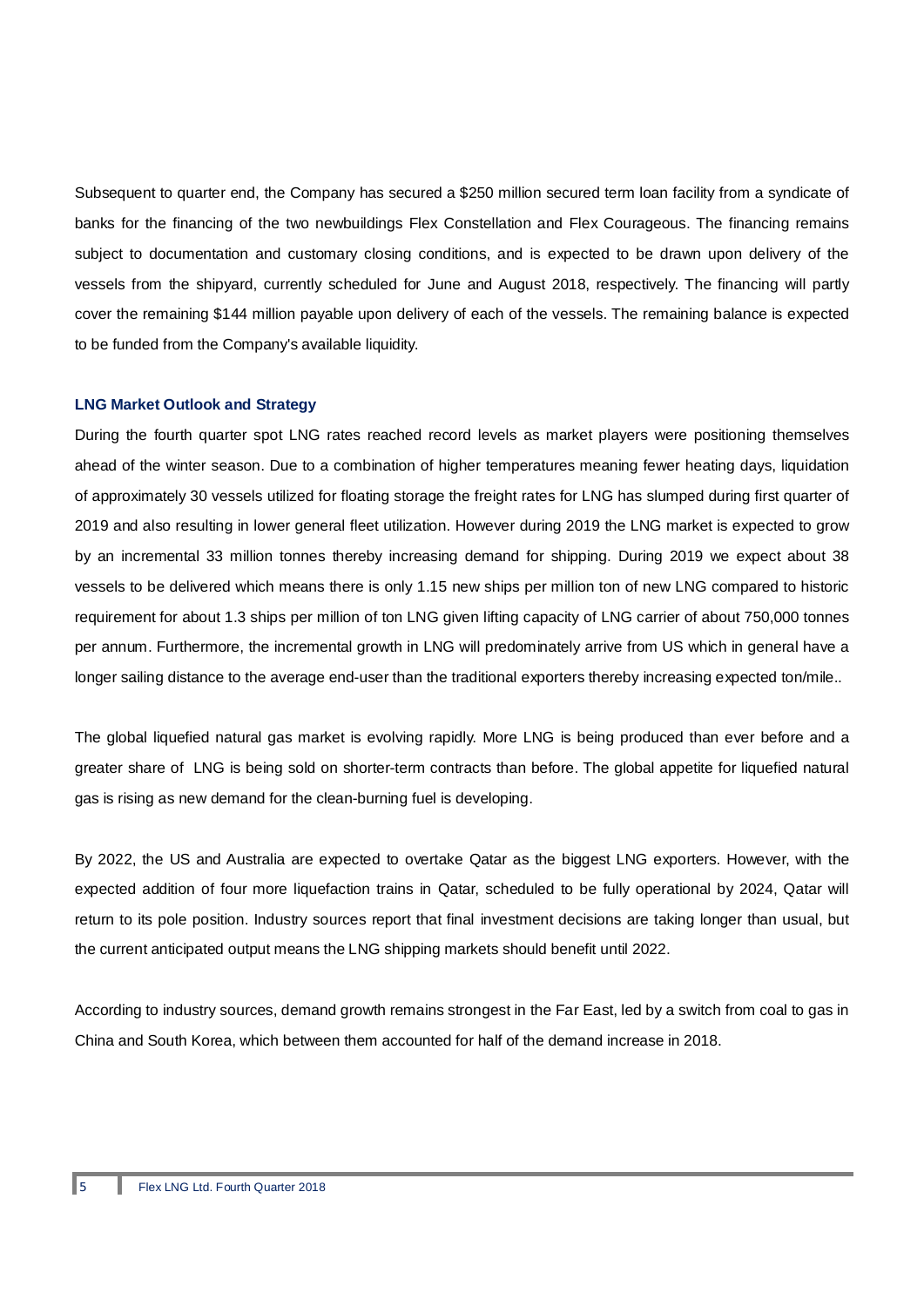Subsequent to quarter end, the Company has secured a $250 million secured term loan facility from a syndicate of banks for the financing of the two newbuildings Flex Constellation and Flex Courageous. The financing remains subject to documentation and customary closing conditions, and is expected to be drawn upon delivery of the vessels from the shipyard, currently scheduled for June and August 2018, respectively. The financing will partly cover the remaining $144 million payable upon delivery of each of the vessels. The remaining balance is expected to be funded from the Company's available liquidity.

### LNG Market Outlook and Strategy

During the fourth quarter spot LNG rates reached record levels as market players were positioning themselves ahead of the winter season. Due to a combination of higher temperatures meaning fewer heating days, liquidation of approximately 30 vessels utilized for floating storage the freight rates for LNG has slumped during first quarter of 2019 and also resulting in lower general fleet utilization. However during 2019 the LNG market is expected to grow by an incremental 33 million tonnes thereby increasing demand for shipping. During 2019 we expect about 38 vessels to be delivered which means there is only 1.15 new ships per million ton of new LNG compared to historic requirement for about 1.3 ships per million of ton LNG given lifting capacity of LNG carrier of about 750,000 tonnes per annum. Furthermore, the incremental growth in LNG will predominately arrive from US which in general have a longer sailing distance to the average end-user than the traditional exporters thereby increasing expected ton/mile..

The global liquefied natural gas market is evolving rapidly. More LNG is being produced than ever before and a greater share of LNG is being sold on shorter-term contracts than before. The global appetite for liquefied natural gas is rising as new demand for the clean-burning fuel is developing.

By 2022, the US and Australia are expected to overtake Qatar as the biggest LNG exporters. However, with the expected addition of four more liquefaction trains in Qatar, scheduled to be fully operational by 2024, Qatar will return to its pole position. Industry sources report that final investment decisions are taking longer than usual, but the current anticipated output means the LNG shipping markets should benefit until 2022.

According to industry sources, demand growth remains strongest in the Far East, led by a switch from coal to gas in China and South Korea, which between them accounted for half of the demand increase in 2018.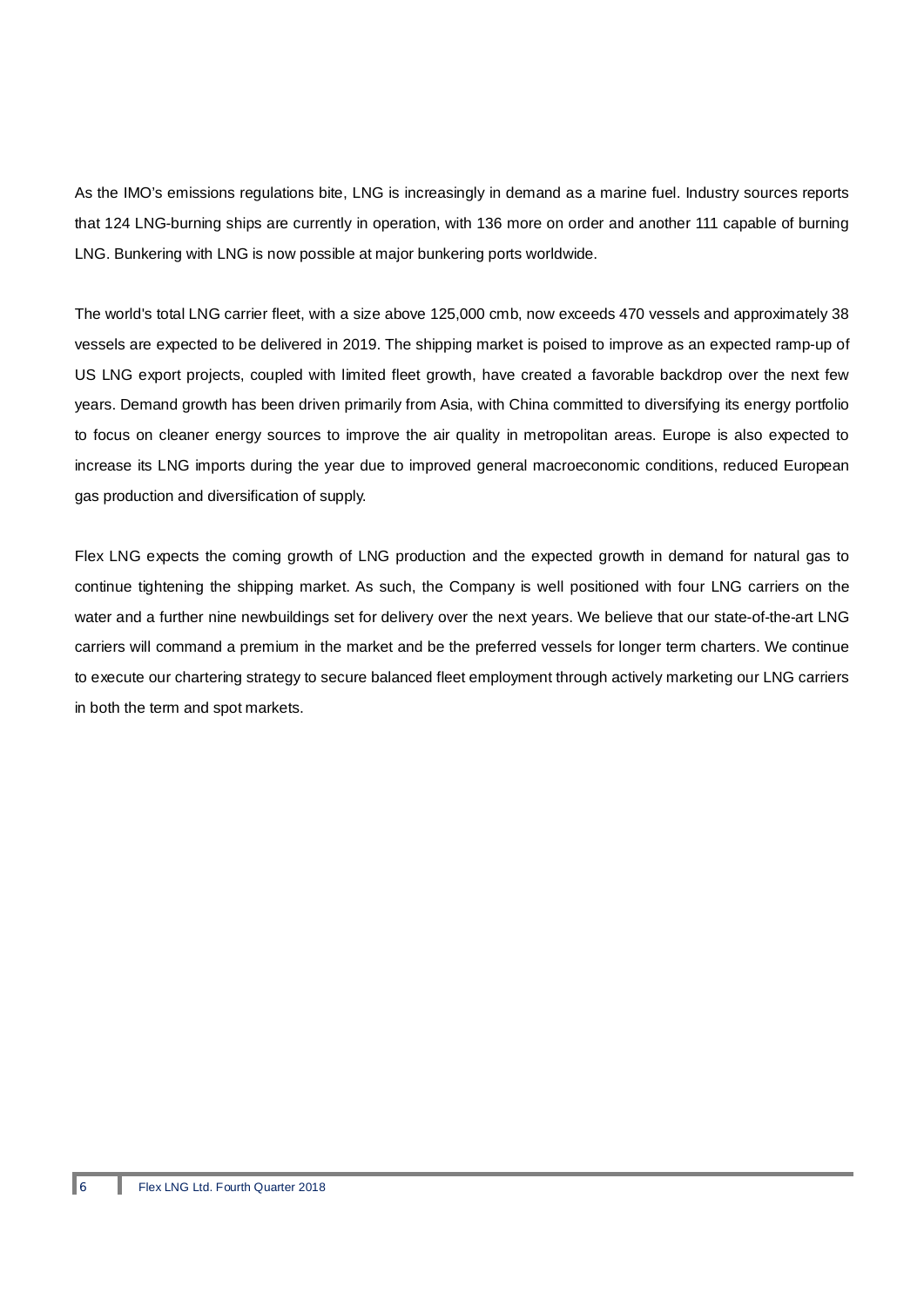As the IMO's emissions regulations bite, LNG is increasingly in demand as a marine fuel. Industry sources reports that 124 LNG-burning ships are currently in operation, with 136 more on order and another 111 capable of burning LNG. Bunkering with LNG is now possible at major bunkering ports worldwide.

The world's total LNG carrier fleet, with a size above 125,000 cmb, now exceeds 470 vessels and approximately 38 vessels are expected to be delivered in 2019. The shipping market is poised to improve as an expected ramp-up of US LNG export projects, coupled with limited fleet growth, have created a favorable backdrop over the next few years. Demand growth has been driven primarily from Asia, with China committed to diversifying its energy portfolio to focus on cleaner energy sources to improve the air quality in metropolitan areas. Europe is also expected to increase its LNG imports during the year due to improved general macroeconomic conditions, reduced European gas production and diversification of supply.

Flex LNG expects the coming growth of LNG production and the expected growth in demand for natural gas to continue tightening the shipping market. As such, the Company is well positioned with four LNG carriers on the water and a further nine newbuildings set for delivery over the next years. We believe that our state-of-the-art LNG carriers will command a premium in the market and be the preferred vessels for longer term charters. We continue to execute our chartering strategy to secure balanced fleet employment through actively marketing our LNG carriers in both the term and spot markets.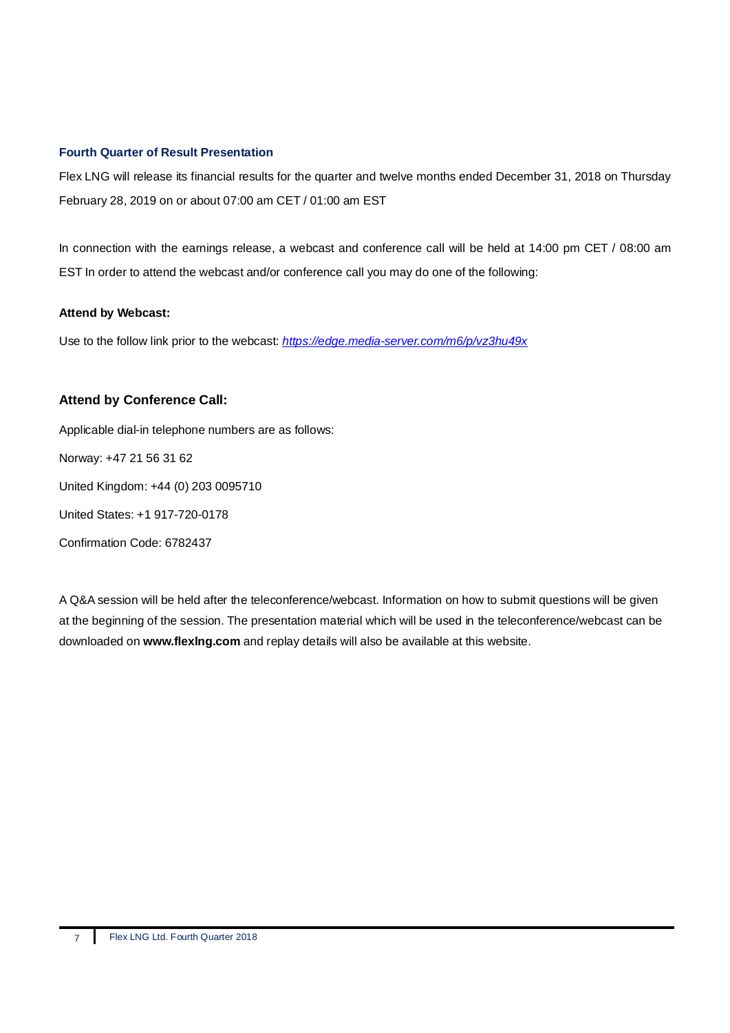### Fourth Quarter of Result Presentation

Flex LNG will release its financial results for the quarter and twelve months ended December 31, 2018 on Thursday February 28, 2019 on or about 07:00 am CET / 01:00 am EST

In connection with the earnings release, a webcast and conference call will be held at 14:00 pm CET / 08:00 am EST In order to attend the webcast and/or conference call you may do one of the following:

**Attend by Webcast:**

Use to the follow link prior to the webcast: *https://edge.media-server.com/m6/p/vz3hu49x*

### Attend by Conference Call:

Applicable dial-in telephone numbers are as follows:

Norway: +47 21 56 31 62

United Kingdom: +44 (0) 203 0095710

United States: +1 917-720-0178

Confirmation Code: 6782437

A Q&A session will be held after the teleconference/webcast. Information on how to submit questions will be given at the beginning of the session. The presentation material which will be used in the teleconference/webcast can be downloaded on **www.flexlng.com** and replay details will also be available at this website.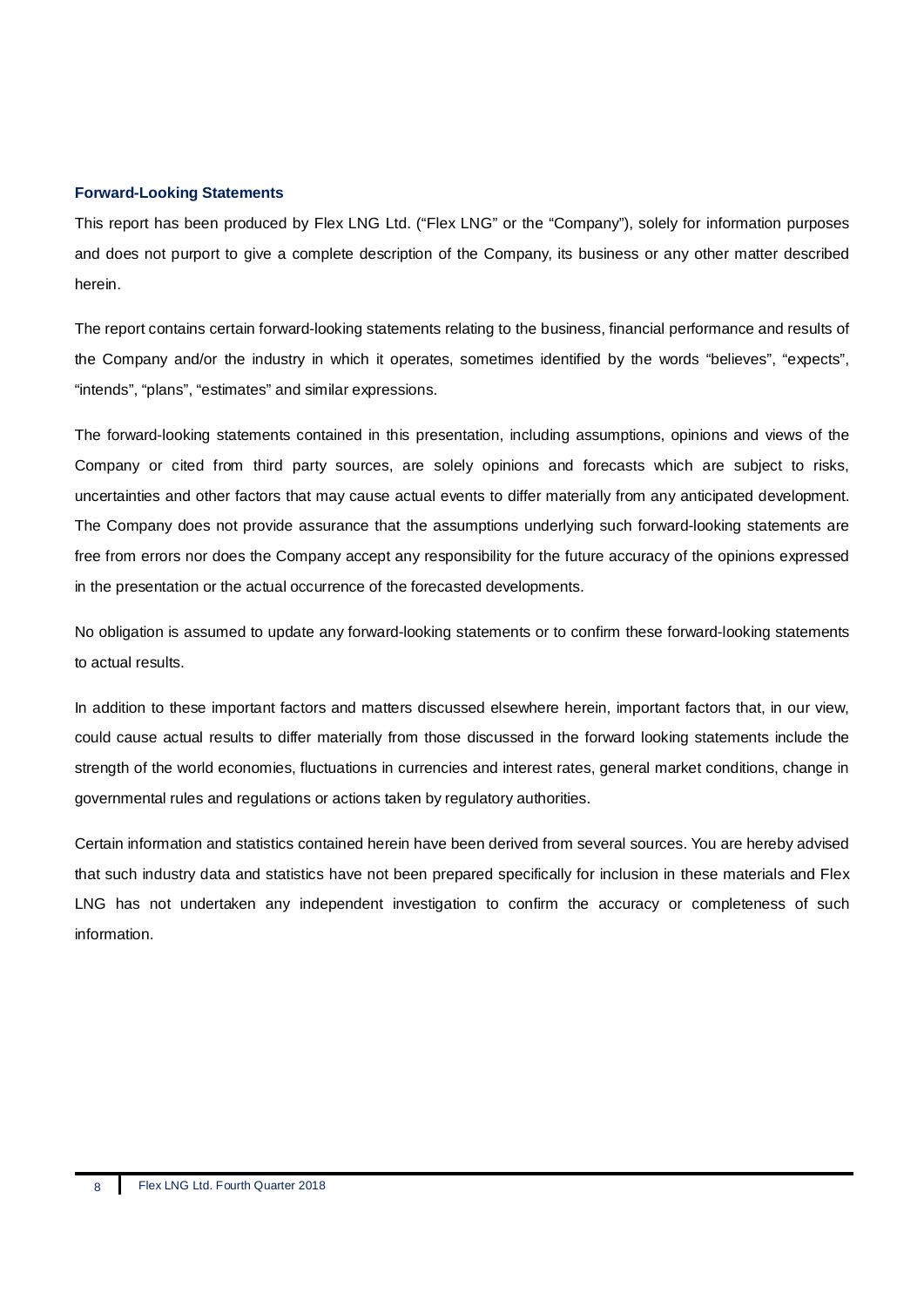### Forward-Looking Statements

This report has been produced by Flex LNG Ltd. ("Flex LNG" or the "Company"), solely for information purposes and does not purport to give a complete description of the Company, its business or any other matter described herein.

The report contains certain forward-looking statements relating to the business, financial performance and results of the Company and/or the industry in which it operates, sometimes identified by the words "believes", "expects", "intends", "plans", "estimates" and similar expressions.

The forward-looking statements contained in this presentation, including assumptions, opinions and views of the Company or cited from third party sources, are solely opinions and forecasts which are subject to risks, uncertainties and other factors that may cause actual events to differ materially from any anticipated development. The Company does not provide assurance that the assumptions underlying such forward-looking statements are free from errors nor does the Company accept any responsibility for the future accuracy of the opinions expressed in the presentation or the actual occurrence of the forecasted developments.

No obligation is assumed to update any forward-looking statements or to confirm these forward-looking statements to actual results.

In addition to these important factors and matters discussed elsewhere herein, important factors that, in our view, could cause actual results to differ materially from those discussed in the forward looking statements include the strength of the world economies, fluctuations in currencies and interest rates, general market conditions, change in governmental rules and regulations or actions taken by regulatory authorities.

Certain information and statistics contained herein have been derived from several sources. You are hereby advised that such industry data and statistics have not been prepared specifically for inclusion in these materials and Flex LNG has not undertaken any independent investigation to confirm the accuracy or completeness of such information.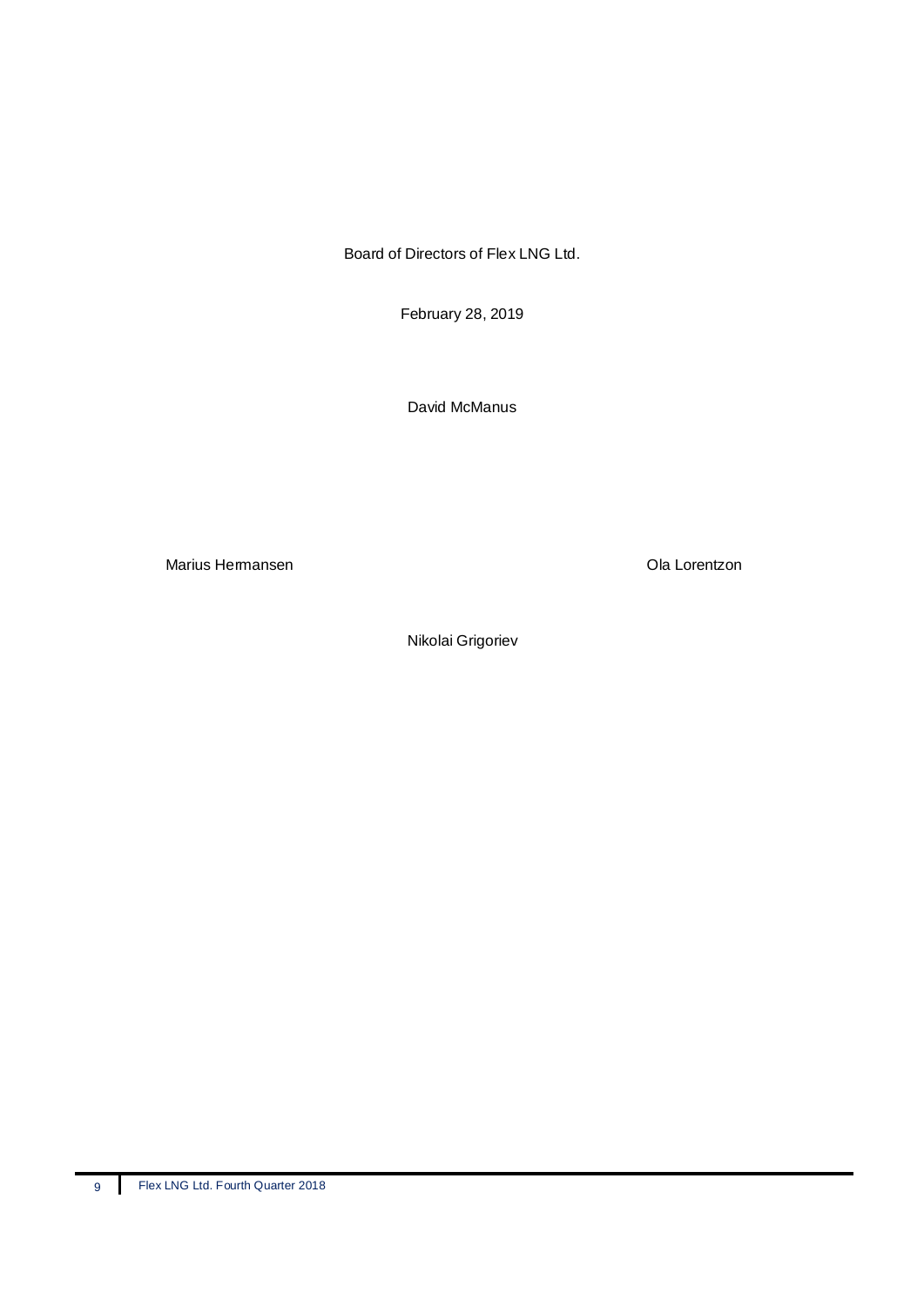Board of Directors of Flex LNG Ltd.

February 28, 2019

David McManus

Marius Hermansen

Ola Lorentzon

Nikolai Grigoriev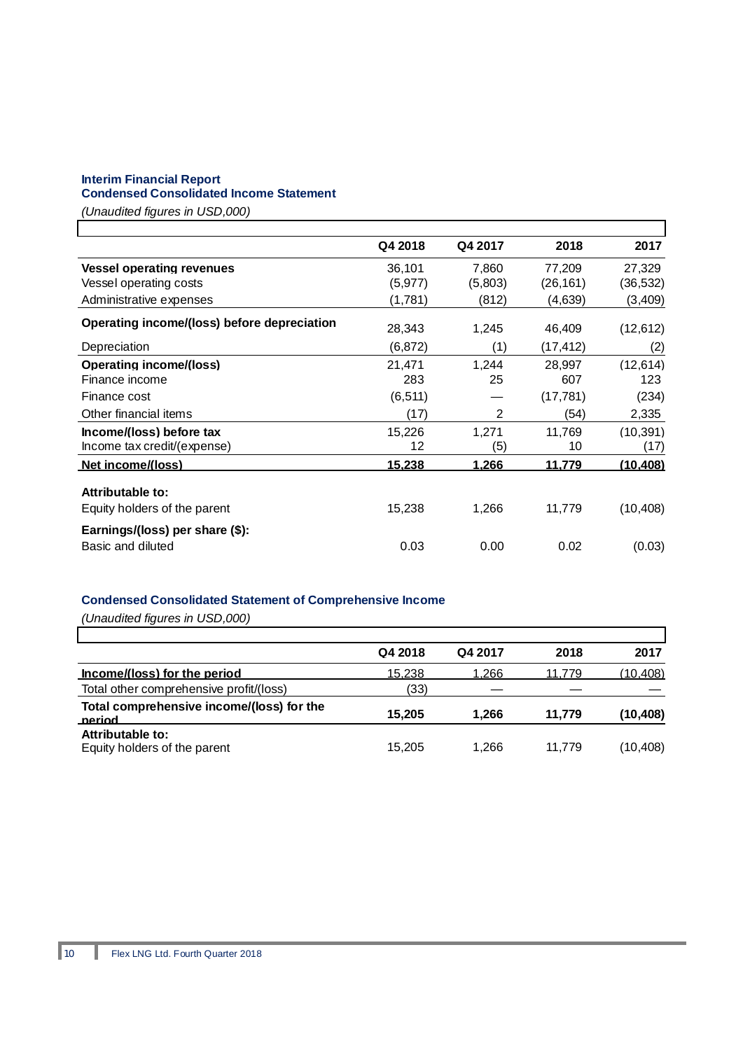## Interim Financial Report
## Condensed Consolidated Income Statement

*(Unaudited figures in USD,000)*

| | Q4 2018 | Q4 2017 | 2018 | 2017 |
|---|---|---|---|---|
| **Vessel operating revenues** | 36,101 | 7,860 | 77,209 | 27,329 |
| Vessel operating costs | (5,977) | (5,803) | (26,161) | (36,532) |
| Administrative expenses | (1,781) | (812) | (4,639) | (3,409) |
| **Operating income/(loss) before depreciation** | 28,343 | 1,245 | 46,409 | (12,612) |
| Depreciation | (6,872) | (1) | (17,412) | (2) |
| **Operating income/(loss)** | 21,471 | 1,244 | 28,997 | (12,614) |
| Finance income | 283 | 25 | 607 | 123 |
| Finance cost | (6,511) | — | (17,781) | (234) |
| Other financial items | (17) | 2 | (54) | 2,335 |
| **Income/(loss) before tax** | 15,226 | 1,271 | 11,769 | (10,391) |
| Income tax credit/(expense) | 12 | (5) | 10 | (17) |
| **Net income/(loss)** | **15,238** | **1,266** | **11,779** | **(10,408)** |
| **Attributable to:** | | | | |
| Equity holders of the parent | 15,238 | 1,266 | 11,779 | (10,408) |
| **Earnings/(loss) per share ($):** | | | | |
| Basic and diluted | 0.03 | 0.00 | 0.02 | (0.03) |

## Condensed Consolidated Statement of Comprehensive Income

*(Unaudited figures in USD,000)*

| | Q4 2018 | Q4 2017 | 2018 | 2017 |
|---|---|---|---|---|
| **Income/(loss) for the period** | 15,238 | 1,266 | 11,779 | (10,408) |
| Total other comprehensive profit/(loss) | (33) | — | — | — |
| **Total comprehensive income/(loss) for the period** | **15,205** | **1,266** | **11,779** | **(10,408)** |
| **Attributable to:** | | | | |
| Equity holders of the parent | 15,205 | 1,266 | 11,779 | (10,408) |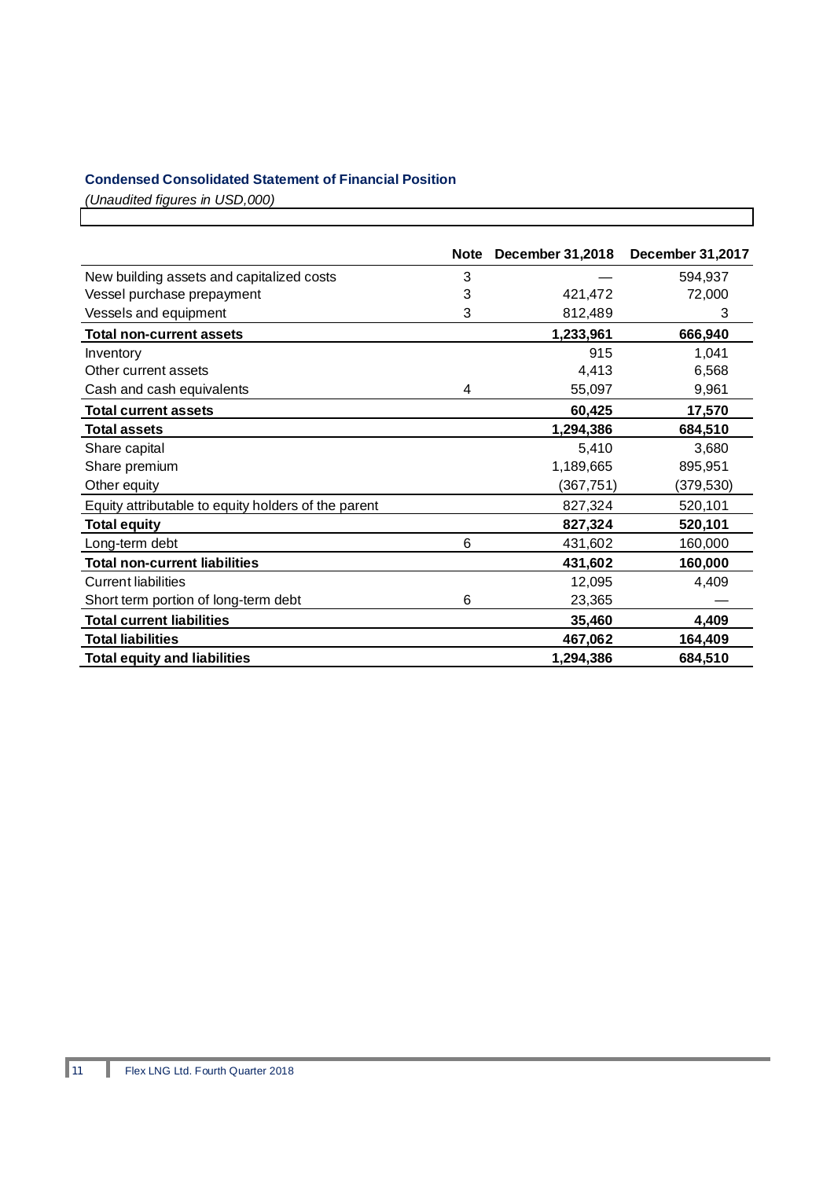## Condensed Consolidated Statement of Financial Position

*(Unaudited figures in USD,000)*

| | Note | December 31,2018 | December 31,2017 |
|---|---|---|---|
| New building assets and capitalized costs | 3 | — | 594,937 |
| Vessel purchase prepayment | 3 | 421,472 | 72,000 |
| Vessels and equipment | 3 | 812,489 | 3 |
| **Total non-current assets** | | **1,233,961** | **666,940** |
| Inventory | | 915 | 1,041 |
| Other current assets | | 4,413 | 6,568 |
| Cash and cash equivalents | 4 | 55,097 | 9,961 |
| **Total current assets** | | **60,425** | **17,570** |
| **Total assets** | | **1,294,386** | **684,510** |
| Share capital | | 5,410 | 3,680 |
| Share premium | | 1,189,665 | 895,951 |
| Other equity | | (367,751) | (379,530) |
| Equity attributable to equity holders of the parent | | 827,324 | 520,101 |
| **Total equity** | | **827,324** | **520,101** |
| Long-term debt | 6 | 431,602 | 160,000 |
| **Total non-current liabilities** | | **431,602** | **160,000** |
| Current liabilities | | 12,095 | 4,409 |
| Short term portion of long-term debt | 6 | 23,365 | — |
| **Total current liabilities** | | **35,460** | **4,409** |
| **Total liabilities** | | **467,062** | **164,409** |
| **Total equity and liabilities** | | **1,294,386** | **684,510** |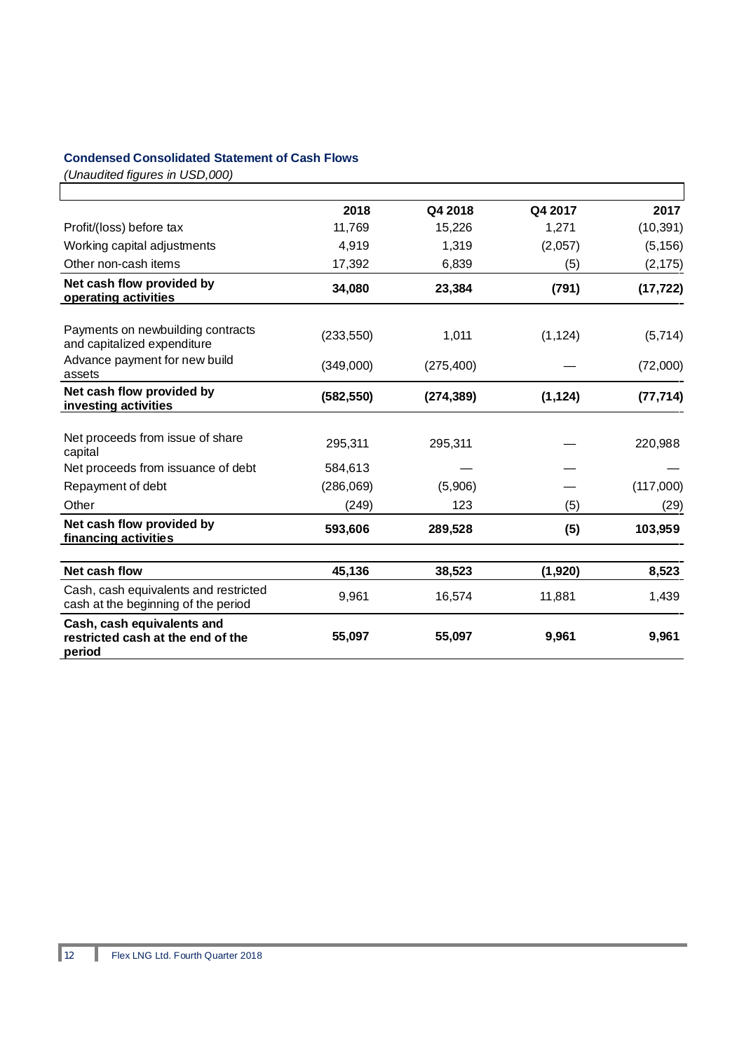### Condensed Consolidated Statement of Cash Flows

*(Unaudited figures in USD,000)*

| | 2018 | Q4 2018 | Q4 2017 | 2017 |
|---|---|---|---|---|
| Profit/(loss) before tax | 11,769 | 15,226 | 1,271 | (10,391) |
| Working capital adjustments | 4,919 | 1,319 | (2,057) | (5,156) |
| Other non-cash items | 17,392 | 6,839 | (5) | (2,175) |
| **Net cash flow provided by operating activities** | **34,080** | **23,384** | **(791)** | **(17,722)** |
| | | | | |
| Payments on newbuilding contracts and capitalized expenditure | (233,550) | 1,011 | (1,124) | (5,714) |
| Advance payment for new build assets | (349,000) | (275,400) | — | (72,000) |
| **Net cash flow provided by investing activities** | **(582,550)** | **(274,389)** | **(1,124)** | **(77,714)** |
| | | | | |
| Net proceeds from issue of share capital | 295,311 | 295,311 | — | 220,988 |
| Net proceeds from issuance of debt | 584,613 | — | — | — |
| Repayment of debt | (286,069) | (5,906) | — | (117,000) |
| Other | (249) | 123 | (5) | (29) |
| **Net cash flow provided by financing activities** | **593,606** | **289,528** | **(5)** | **103,959** |
| | | | | |
| **Net cash flow** | **45,136** | **38,523** | **(1,920)** | **8,523** |
| Cash, cash equivalents and restricted cash at the beginning of the period | 9,961 | 16,574 | 11,881 | 1,439 |
| **Cash, cash equivalents and restricted cash at the end of the period** | **55,097** | **55,097** | **9,961** | **9,961** |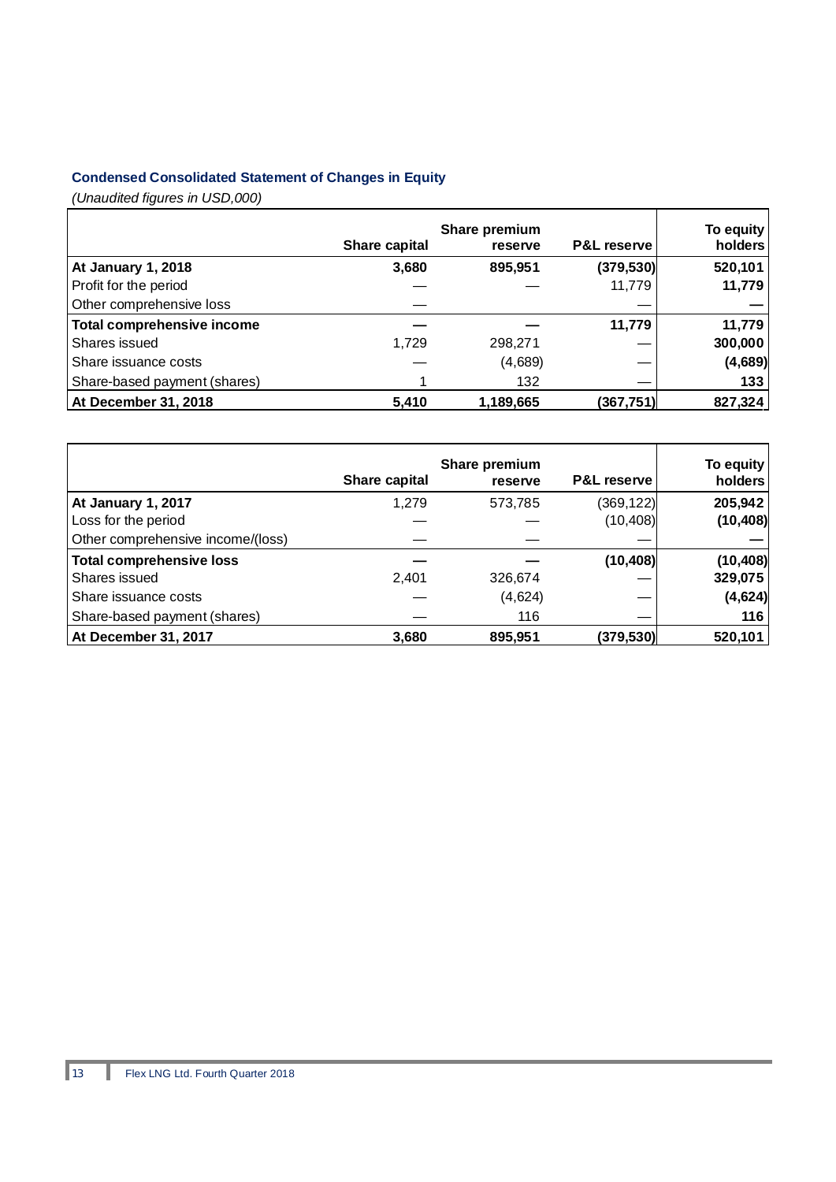## Condensed Consolidated Statement of Changes in Equity

*(Unaudited figures in USD,000)*

| | Share capital | Share premium reserve | P&L reserve | To equity holders |
|---|---|---|---|---|
| **At January 1, 2018** | **3,680** | **895,951** | **(379,530)** | **520,101** |
| Profit for the period | — | — | 11,779 | **11,779** |
| Other comprehensive loss | — | | — | **—** |
| **Total comprehensive income** | **—** | **—** | **11,779** | **11,779** |
| Shares issued | 1,729 | 298,271 | — | **300,000** |
| Share issuance costs | — | (4,689) | — | **(4,689)** |
| Share-based payment (shares) | 1 | 132 | — | **133** |
| **At December 31, 2018** | **5,410** | **1,189,665** | **(367,751)** | **827,324** |

| | Share capital | Share premium reserve | P&L reserve | To equity holders |
|---|---|---|---|---|
| **At January 1, 2017** | 1,279 | 573,785 | (369,122) | **205,942** |
| Loss for the period | — | — | (10,408) | **(10,408)** |
| Other comprehensive income/(loss) | — | — | — | **—** |
| **Total comprehensive loss** | **—** | **—** | **(10,408)** | **(10,408)** |
| Shares issued | 2,401 | 326,674 | — | **329,075** |
| Share issuance costs | — | (4,624) | — | **(4,624)** |
| Share-based payment (shares) | — | 116 | — | **116** |
| **At December 31, 2017** | **3,680** | **895,951** | **(379,530)** | **520,101** |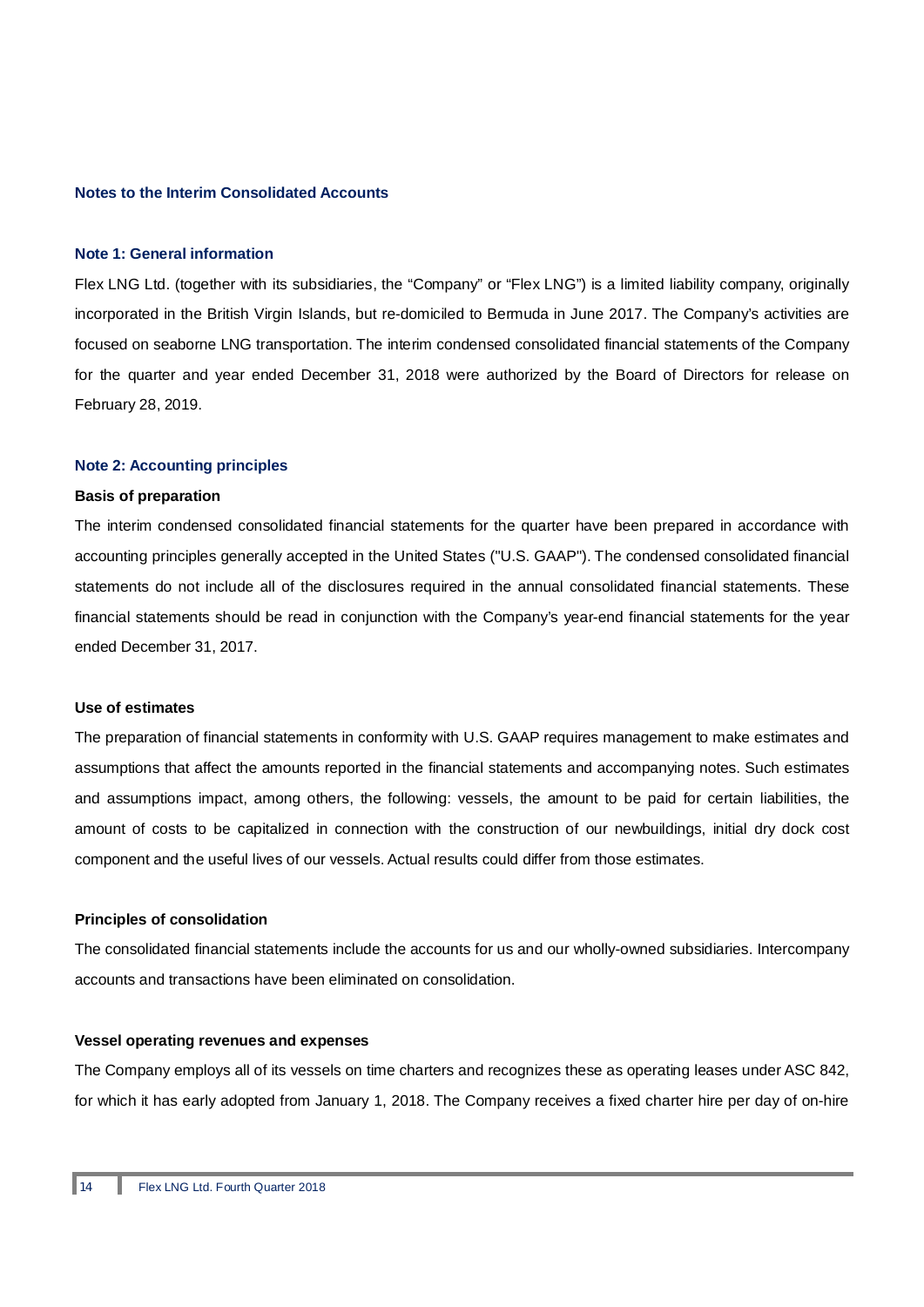## Notes to the Interim Consolidated Accounts

### Note 1: General information

Flex LNG Ltd. (together with its subsidiaries, the "Company" or "Flex LNG") is a limited liability company, originally incorporated in the British Virgin Islands, but re-domiciled to Bermuda in June 2017. The Company's activities are focused on seaborne LNG transportation. The interim condensed consolidated financial statements of the Company for the quarter and year ended December 31, 2018 were authorized by the Board of Directors for release on February 28, 2019.

### Note 2: Accounting principles

**Basis of preparation**

The interim condensed consolidated financial statements for the quarter have been prepared in accordance with accounting principles generally accepted in the United States ("U.S. GAAP"). The condensed consolidated financial statements do not include all of the disclosures required in the annual consolidated financial statements. These financial statements should be read in conjunction with the Company's year-end financial statements for the year ended December 31, 2017.

**Use of estimates**

The preparation of financial statements in conformity with U.S. GAAP requires management to make estimates and assumptions that affect the amounts reported in the financial statements and accompanying notes. Such estimates and assumptions impact, among others, the following: vessels, the amount to be paid for certain liabilities, the amount of costs to be capitalized in connection with the construction of our newbuildings, initial dry dock cost component and the useful lives of our vessels. Actual results could differ from those estimates.

**Principles of consolidation**

The consolidated financial statements include the accounts for us and our wholly-owned subsidiaries. Intercompany accounts and transactions have been eliminated on consolidation.

**Vessel operating revenues and expenses**

The Company employs all of its vessels on time charters and recognizes these as operating leases under ASC 842, for which it has early adopted from January 1, 2018. The Company receives a fixed charter hire per day of on-hire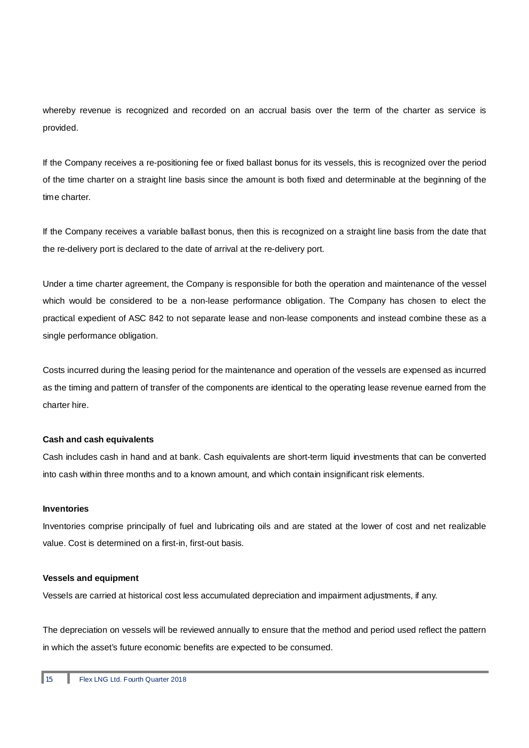whereby revenue is recognized and recorded on an accrual basis over the term of the charter as service is provided.

If the Company receives a re-positioning fee or fixed ballast bonus for its vessels, this is recognized over the period of the time charter on a straight line basis since the amount is both fixed and determinable at the beginning of the time charter.

If the Company receives a variable ballast bonus, then this is recognized on a straight line basis from the date that the re-delivery port is declared to the date of arrival at the re-delivery port.

Under a time charter agreement, the Company is responsible for both the operation and maintenance of the vessel which would be considered to be a non-lease performance obligation. The Company has chosen to elect the practical expedient of ASC 842 to not separate lease and non-lease components and instead combine these as a single performance obligation.

Costs incurred during the leasing period for the maintenance and operation of the vessels are expensed as incurred as the timing and pattern of transfer of the components are identical to the operating lease revenue earned from the charter hire.

**Cash and cash equivalents**

Cash includes cash in hand and at bank. Cash equivalents are short-term liquid investments that can be converted into cash within three months and to a known amount, and which contain insignificant risk elements.

**Inventories**

Inventories comprise principally of fuel and lubricating oils and are stated at the lower of cost and net realizable value. Cost is determined on a first-in, first-out basis.

**Vessels and equipment**

Vessels are carried at historical cost less accumulated depreciation and impairment adjustments, if any.

The depreciation on vessels will be reviewed annually to ensure that the method and period used reflect the pattern in which the asset's future economic benefits are expected to be consumed.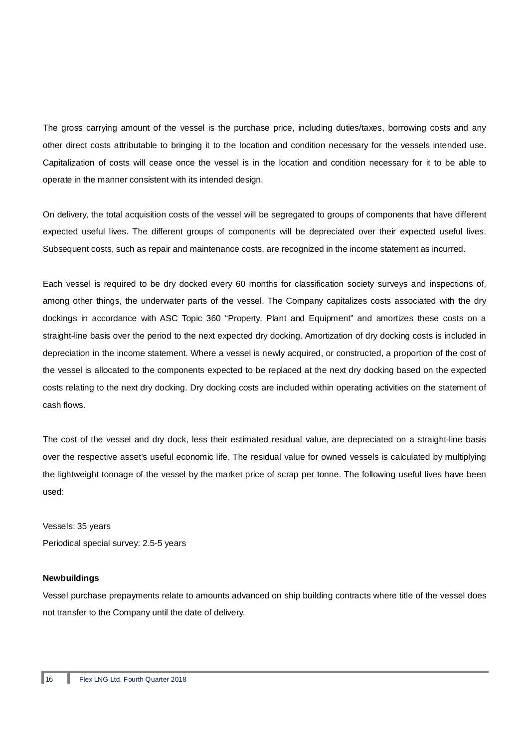The gross carrying amount of the vessel is the purchase price, including duties/taxes, borrowing costs and any other direct costs attributable to bringing it to the location and condition necessary for the vessels intended use. Capitalization of costs will cease once the vessel is in the location and condition necessary for it to be able to operate in the manner consistent with its intended design.

On delivery, the total acquisition costs of the vessel will be segregated to groups of components that have different expected useful lives. The different groups of components will be depreciated over their expected useful lives. Subsequent costs, such as repair and maintenance costs, are recognized in the income statement as incurred.

Each vessel is required to be dry docked every 60 months for classification society surveys and inspections of, among other things, the underwater parts of the vessel. The Company capitalizes costs associated with the dry dockings in accordance with ASC Topic 360 "Property, Plant and Equipment" and amortizes these costs on a straight-line basis over the period to the next expected dry docking. Amortization of dry docking costs is included in depreciation in the income statement. Where a vessel is newly acquired, or constructed, a proportion of the cost of the vessel is allocated to the components expected to be replaced at the next dry docking based on the expected costs relating to the next dry docking. Dry docking costs are included within operating activities on the statement of cash flows.

The cost of the vessel and dry dock, less their estimated residual value, are depreciated on a straight-line basis over the respective asset's useful economic life. The residual value for owned vessels is calculated by multiplying the lightweight tonnage of the vessel by the market price of scrap per tonne. The following useful lives have been used:

Vessels: 35 years
Periodical special survey: 2.5-5 years

**Newbuildings**

Vessel purchase prepayments relate to amounts advanced on ship building contracts where title of the vessel does not transfer to the Company until the date of delivery.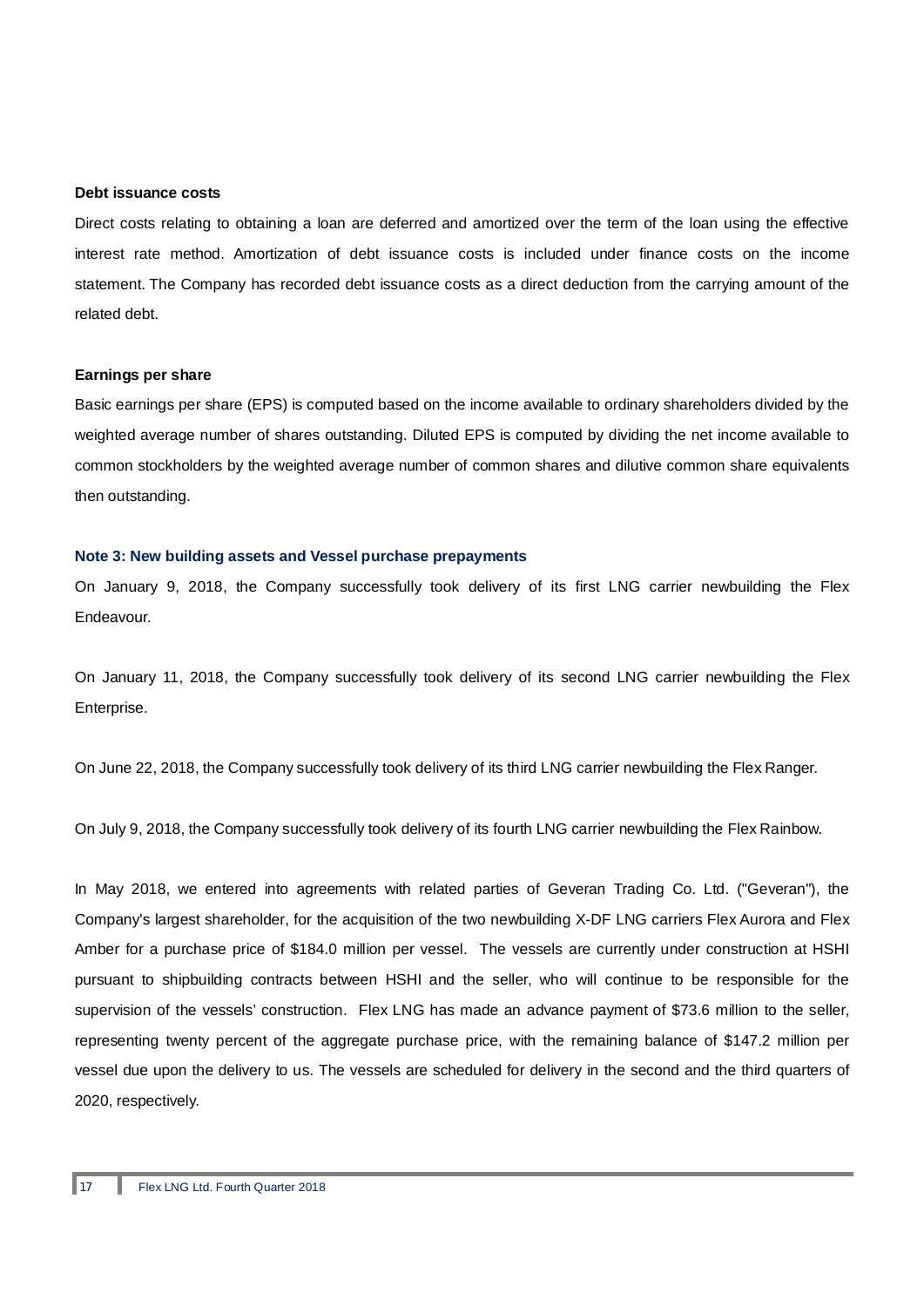**Debt issuance costs**

Direct costs relating to obtaining a loan are deferred and amortized over the term of the loan using the effective interest rate method. Amortization of debt issuance costs is included under finance costs on the income statement. The Company has recorded debt issuance costs as a direct deduction from the carrying amount of the related debt.

**Earnings per share**

Basic earnings per share (EPS) is computed based on the income available to ordinary shareholders divided by the weighted average number of shares outstanding. Diluted EPS is computed by dividing the net income available to common stockholders by the weighted average number of common shares and dilutive common share equivalents then outstanding.

## Note 3: New building assets and Vessel purchase prepayments

On January 9, 2018, the Company successfully took delivery of its first LNG carrier newbuilding the Flex Endeavour.

On January 11, 2018, the Company successfully took delivery of its second LNG carrier newbuilding the Flex Enterprise.

On June 22, 2018, the Company successfully took delivery of its third LNG carrier newbuilding the Flex Ranger.

On July 9, 2018, the Company successfully took delivery of its fourth LNG carrier newbuilding the Flex Rainbow.

In May 2018, we entered into agreements with related parties of Geveran Trading Co. Ltd. ("Geveran"), the Company's largest shareholder, for the acquisition of the two newbuilding X-DF LNG carriers Flex Aurora and Flex Amber for a purchase price of $184.0 million per vessel. The vessels are currently under construction at HSHI pursuant to shipbuilding contracts between HSHI and the seller, who will continue to be responsible for the supervision of the vessels' construction. Flex LNG has made an advance payment of $73.6 million to the seller, representing twenty percent of the aggregate purchase price, with the remaining balance of $147.2 million per vessel due upon the delivery to us. The vessels are scheduled for delivery in the second and the third quarters of 2020, respectively.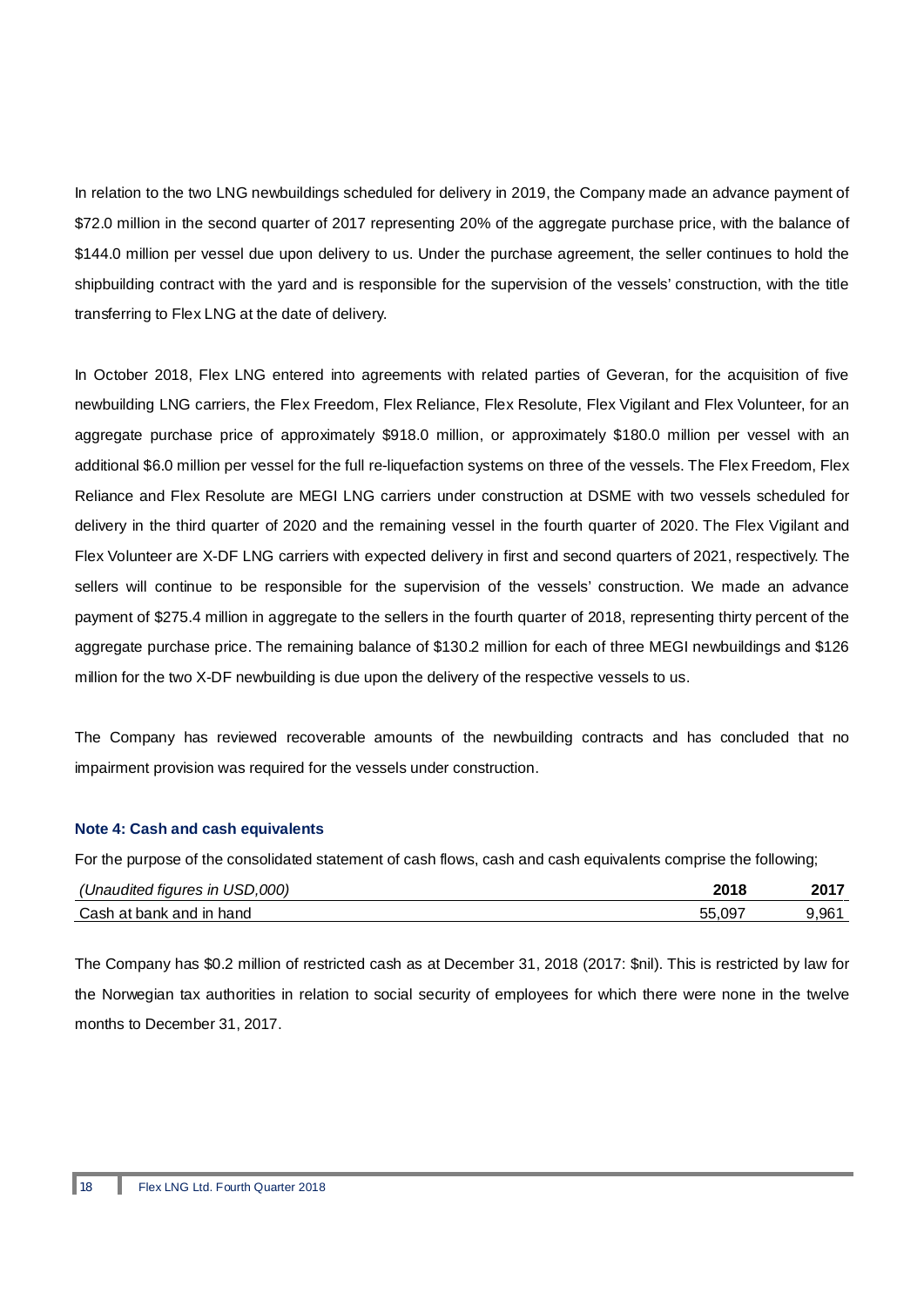In relation to the two LNG newbuildings scheduled for delivery in 2019, the Company made an advance payment of $72.0 million in the second quarter of 2017 representing 20% of the aggregate purchase price, with the balance of $144.0 million per vessel due upon delivery to us. Under the purchase agreement, the seller continues to hold the shipbuilding contract with the yard and is responsible for the supervision of the vessels' construction, with the title transferring to Flex LNG at the date of delivery.

In October 2018, Flex LNG entered into agreements with related parties of Geveran, for the acquisition of five newbuilding LNG carriers, the Flex Freedom, Flex Reliance, Flex Resolute, Flex Vigilant and Flex Volunteer, for an aggregate purchase price of approximately $918.0 million, or approximately $180.0 million per vessel with an additional $6.0 million per vessel for the full re-liquefaction systems on three of the vessels. The Flex Freedom, Flex Reliance and Flex Resolute are MEGI LNG carriers under construction at DSME with two vessels scheduled for delivery in the third quarter of 2020 and the remaining vessel in the fourth quarter of 2020. The Flex Vigilant and Flex Volunteer are X-DF LNG carriers with expected delivery in first and second quarters of 2021, respectively. The sellers will continue to be responsible for the supervision of the vessels' construction. We made an advance payment of $275.4 million in aggregate to the sellers in the fourth quarter of 2018, representing thirty percent of the aggregate purchase price. The remaining balance of $130.2 million for each of three MEGI newbuildings and $126 million for the two X-DF newbuilding is due upon the delivery of the respective vessels to us.

The Company has reviewed recoverable amounts of the newbuilding contracts and has concluded that no impairment provision was required for the vessels under construction.

### Note 4: Cash and cash equivalents

For the purpose of the consolidated statement of cash flows, cash and cash equivalents comprise the following;

| *(Unaudited figures in USD,000)* | **2018** | **2017** |
|---|---|---|
| Cash at bank and in hand | 55,097 | 9,961 |

The Company has $0.2 million of restricted cash as at December 31, 2018 (2017: $nil). This is restricted by law for the Norwegian tax authorities in relation to social security of employees for which there were none in the twelve months to December 31, 2017.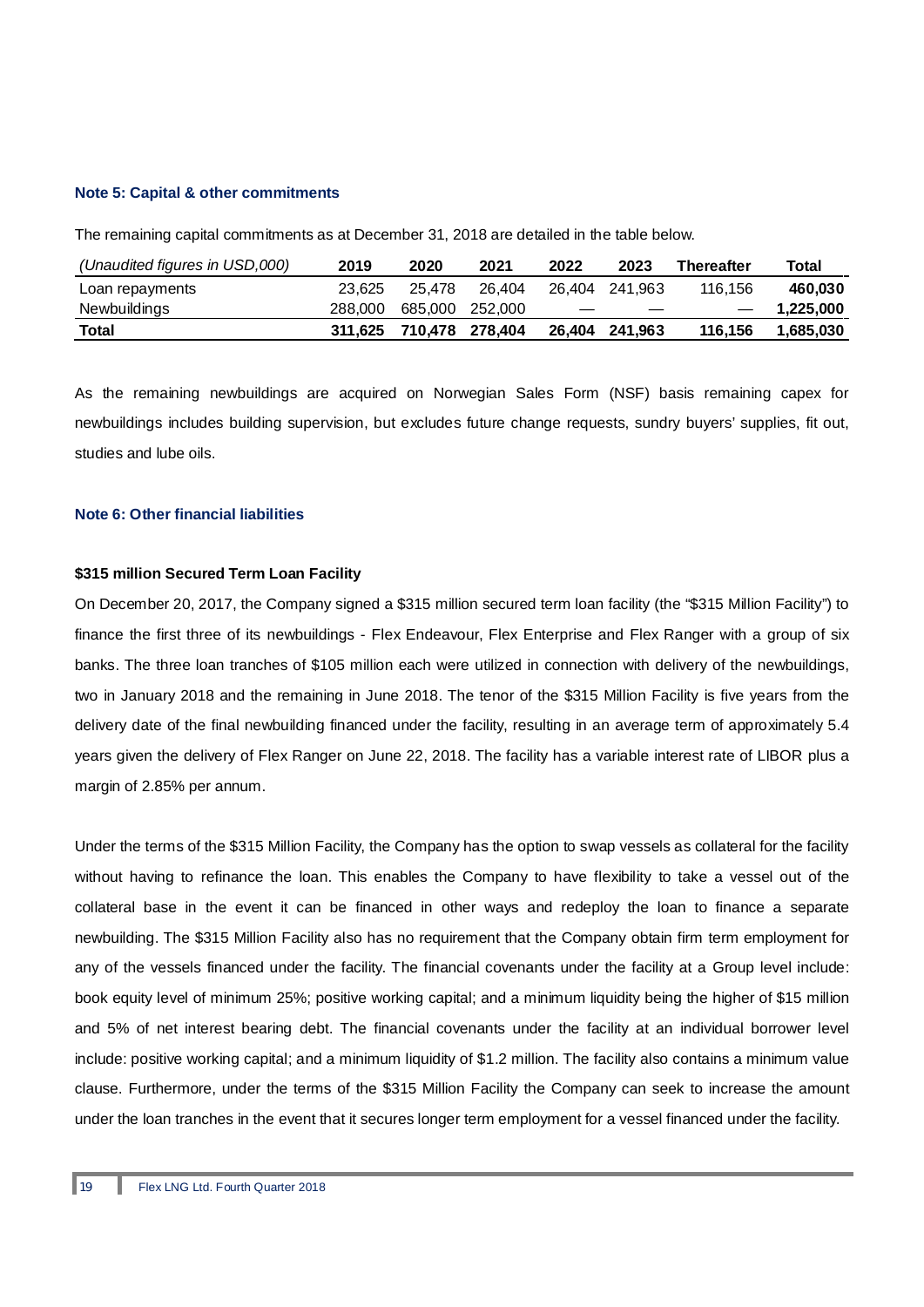### Note 5: Capital & other commitments

The remaining capital commitments as at December 31, 2018 are detailed in the table below.

| *(Unaudited figures in USD,000)* | 2019 | 2020 | 2021 | 2022 | 2023 | Thereafter | Total |
|---|---|---|---|---|---|---|---|
| Loan repayments | 23,625 | 25,478 | 26,404 | 26,404 | 241,963 | 116,156 | **460,030** |
| Newbuildings | 288,000 | 685,000 | 252,000 | — | — | — | **1,225,000** |
| **Total** | **311,625** | **710,478** | **278,404** | **26,404** | **241,963** | **116,156** | **1,685,030** |

As the remaining newbuildings are acquired on Norwegian Sales Form (NSF) basis remaining capex for newbuildings includes building supervision, but excludes future change requests, sundry buyers' supplies, fit out, studies and lube oils.

### Note 6: Other financial liabilities

**$315 million Secured Term Loan Facility**

On December 20, 2017, the Company signed a $315 million secured term loan facility (the "$315 Million Facility") to finance the first three of its newbuildings - Flex Endeavour, Flex Enterprise and Flex Ranger with a group of six banks. The three loan tranches of $105 million each were utilized in connection with delivery of the newbuildings, two in January 2018 and the remaining in June 2018. The tenor of the $315 Million Facility is five years from the delivery date of the final newbuilding financed under the facility, resulting in an average term of approximately 5.4 years given the delivery of Flex Ranger on June 22, 2018. The facility has a variable interest rate of LIBOR plus a margin of 2.85% per annum.

Under the terms of the $315 Million Facility, the Company has the option to swap vessels as collateral for the facility without having to refinance the loan. This enables the Company to have flexibility to take a vessel out of the collateral base in the event it can be financed in other ways and redeploy the loan to finance a separate newbuilding. The $315 Million Facility also has no requirement that the Company obtain firm term employment for any of the vessels financed under the facility. The financial covenants under the facility at a Group level include: book equity level of minimum 25%; positive working capital; and a minimum liquidity being the higher of $15 million and 5% of net interest bearing debt. The financial covenants under the facility at an individual borrower level include: positive working capital; and a minimum liquidity of $1.2 million. The facility also contains a minimum value clause. Furthermore, under the terms of the $315 Million Facility the Company can seek to increase the amount under the loan tranches in the event that it secures longer term employment for a vessel financed under the facility.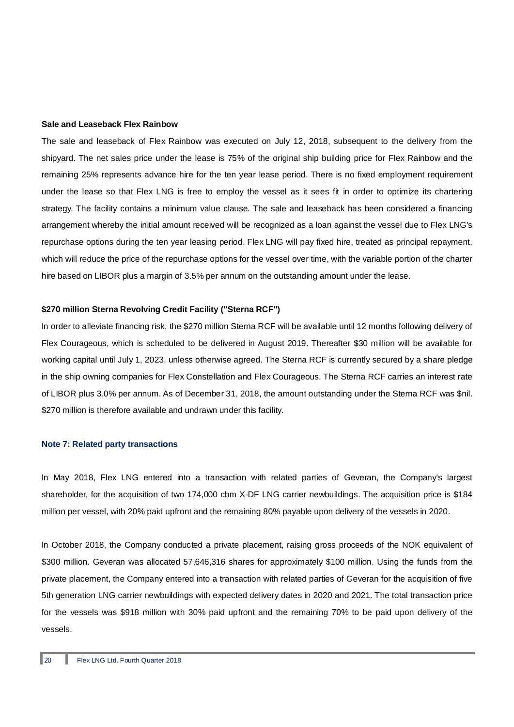**Sale and Leaseback Flex Rainbow**

The sale and leaseback of Flex Rainbow was executed on July 12, 2018, subsequent to the delivery from the shipyard. The net sales price under the lease is 75% of the original ship building price for Flex Rainbow and the remaining 25% represents advance hire for the ten year lease period. There is no fixed employment requirement under the lease so that Flex LNG is free to employ the vessel as it sees fit in order to optimize its chartering strategy. The facility contains a minimum value clause. The sale and leaseback has been considered a financing arrangement whereby the initial amount received will be recognized as a loan against the vessel due to Flex LNG's repurchase options during the ten year leasing period. Flex LNG will pay fixed hire, treated as principal repayment, which will reduce the price of the repurchase options for the vessel over time, with the variable portion of the charter hire based on LIBOR plus a margin of 3.5% per annum on the outstanding amount under the lease.

**$270 million Sterna Revolving Credit Facility ("Sterna RCF")**

In order to alleviate financing risk, the $270 million Sterna RCF will be available until 12 months following delivery of Flex Courageous, which is scheduled to be delivered in August 2019. Thereafter $30 million will be available for working capital until July 1, 2023, unless otherwise agreed. The Sterna RCF is currently secured by a share pledge in the ship owning companies for Flex Constellation and Flex Courageous. The Sterna RCF carries an interest rate of LIBOR plus 3.0% per annum. As of December 31, 2018, the amount outstanding under the Sterna RCF was $nil. $270 million is therefore available and undrawn under this facility.

## Note 7: Related party transactions

In May 2018, Flex LNG entered into a transaction with related parties of Geveran, the Company's largest shareholder, for the acquisition of two 174,000 cbm X-DF LNG carrier newbuildings. The acquisition price is $184 million per vessel, with 20% paid upfront and the remaining 80% payable upon delivery of the vessels in 2020.

In October 2018, the Company conducted a private placement, raising gross proceeds of the NOK equivalent of $300 million. Geveran was allocated 57,646,316 shares for approximately $100 million. Using the funds from the private placement, the Company entered into a transaction with related parties of Geveran for the acquisition of five 5th generation LNG carrier newbuildings with expected delivery dates in 2020 and 2021. The total transaction price for the vessels was $918 million with 30% paid upfront and the remaining 70% to be paid upon delivery of the vessels.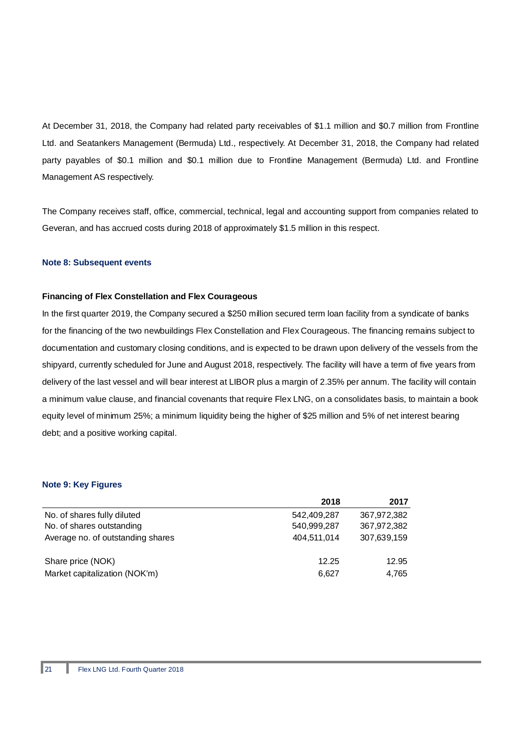At December 31, 2018, the Company had related party receivables of $1.1 million and $0.7 million from Frontline Ltd. and Seatankers Management (Bermuda) Ltd., respectively. At December 31, 2018, the Company had related party payables of $0.1 million and $0.1 million due to Frontline Management (Bermuda) Ltd. and Frontline Management AS respectively.

The Company receives staff, office, commercial, technical, legal and accounting support from companies related to Geveran, and has accrued costs during 2018 of approximately $1.5 million in this respect.

### Note 8: Subsequent events

**Financing of Flex Constellation and Flex Courageous**

In the first quarter 2019, the Company secured a $250 million secured term loan facility from a syndicate of banks for the financing of the two newbuildings Flex Constellation and Flex Courageous. The financing remains subject to documentation and customary closing conditions, and is expected to be drawn upon delivery of the vessels from the shipyard, currently scheduled for June and August 2018, respectively. The facility will have a term of five years from delivery of the last vessel and will bear interest at LIBOR plus a margin of 2.35% per annum. The facility will contain a minimum value clause, and financial covenants that require Flex LNG, on a consolidates basis, to maintain a book equity level of minimum 25%; a minimum liquidity being the higher of $25 million and 5% of net interest bearing debt; and a positive working capital.

### Note 9: Key Figures

| | 2018 | 2017 |
|---|---|---|
| No. of shares fully diluted | 542,409,287 | 367,972,382 |
| No. of shares outstanding | 540,999,287 | 367,972,382 |
| Average no. of outstanding shares | 404,511,014 | 307,639,159 |
| | | |
| Share price (NOK) | 12.25 | 12.95 |
| Market capitalization (NOK'm) | 6,627 | 4,765 |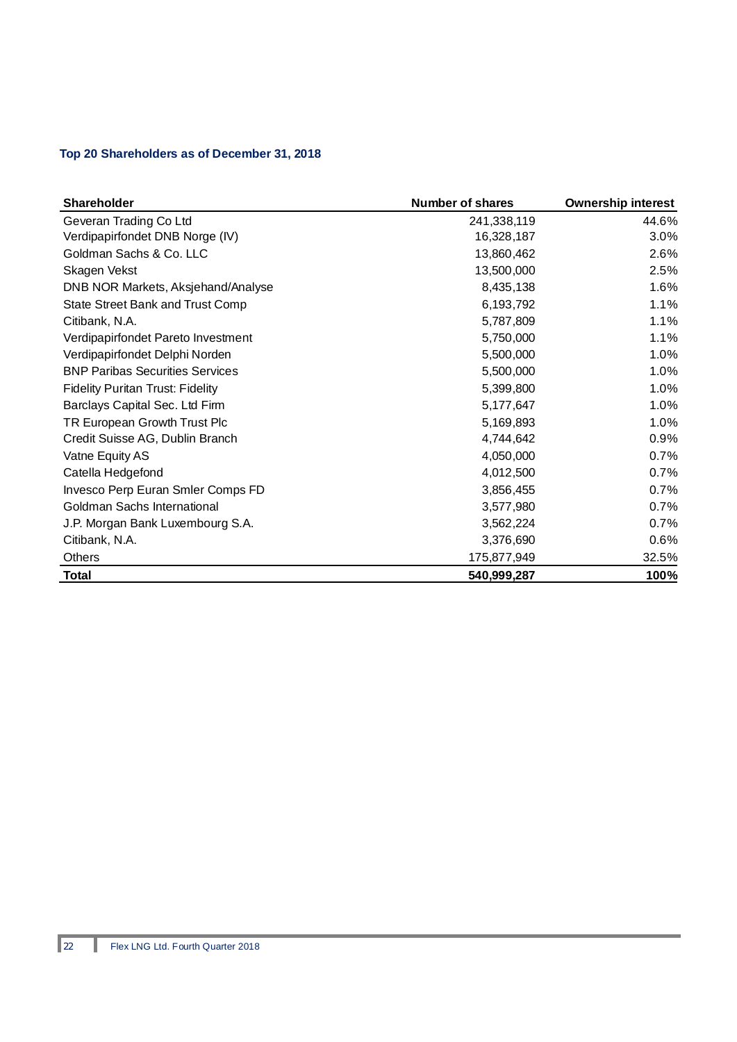### Top 20 Shareholders as of December 31, 2018

| Shareholder | Number of shares | Ownership interest |
|---|---|---|
| Geveran Trading Co Ltd | 241,338,119 | 44.6% |
| Verdipapirfondet DNB Norge (IV) | 16,328,187 | 3.0% |
| Goldman Sachs & Co. LLC | 13,860,462 | 2.6% |
| Skagen Vekst | 13,500,000 | 2.5% |
| DNB NOR Markets, Aksjehand/Analyse | 8,435,138 | 1.6% |
| State Street Bank and Trust Comp | 6,193,792 | 1.1% |
| Citibank, N.A. | 5,787,809 | 1.1% |
| Verdipapirfondet Pareto Investment | 5,750,000 | 1.1% |
| Verdipapirfondet Delphi Norden | 5,500,000 | 1.0% |
| BNP Paribas Securities Services | 5,500,000 | 1.0% |
| Fidelity Puritan Trust: Fidelity | 5,399,800 | 1.0% |
| Barclays Capital Sec. Ltd Firm | 5,177,647 | 1.0% |
| TR European Growth Trust Plc | 5,169,893 | 1.0% |
| Credit Suisse AG, Dublin Branch | 4,744,642 | 0.9% |
| Vatne Equity AS | 4,050,000 | 0.7% |
| Catella Hedgefond | 4,012,500 | 0.7% |
| Invesco Perp Euran Smler Comps FD | 3,856,455 | 0.7% |
| Goldman Sachs International | 3,577,980 | 0.7% |
| J.P. Morgan Bank Luxembourg S.A. | 3,562,224 | 0.7% |
| Citibank, N.A. | 3,376,690 | 0.6% |
| Others | 175,877,949 | 32.5% |
| **Total** | **540,999,287** | **100%** |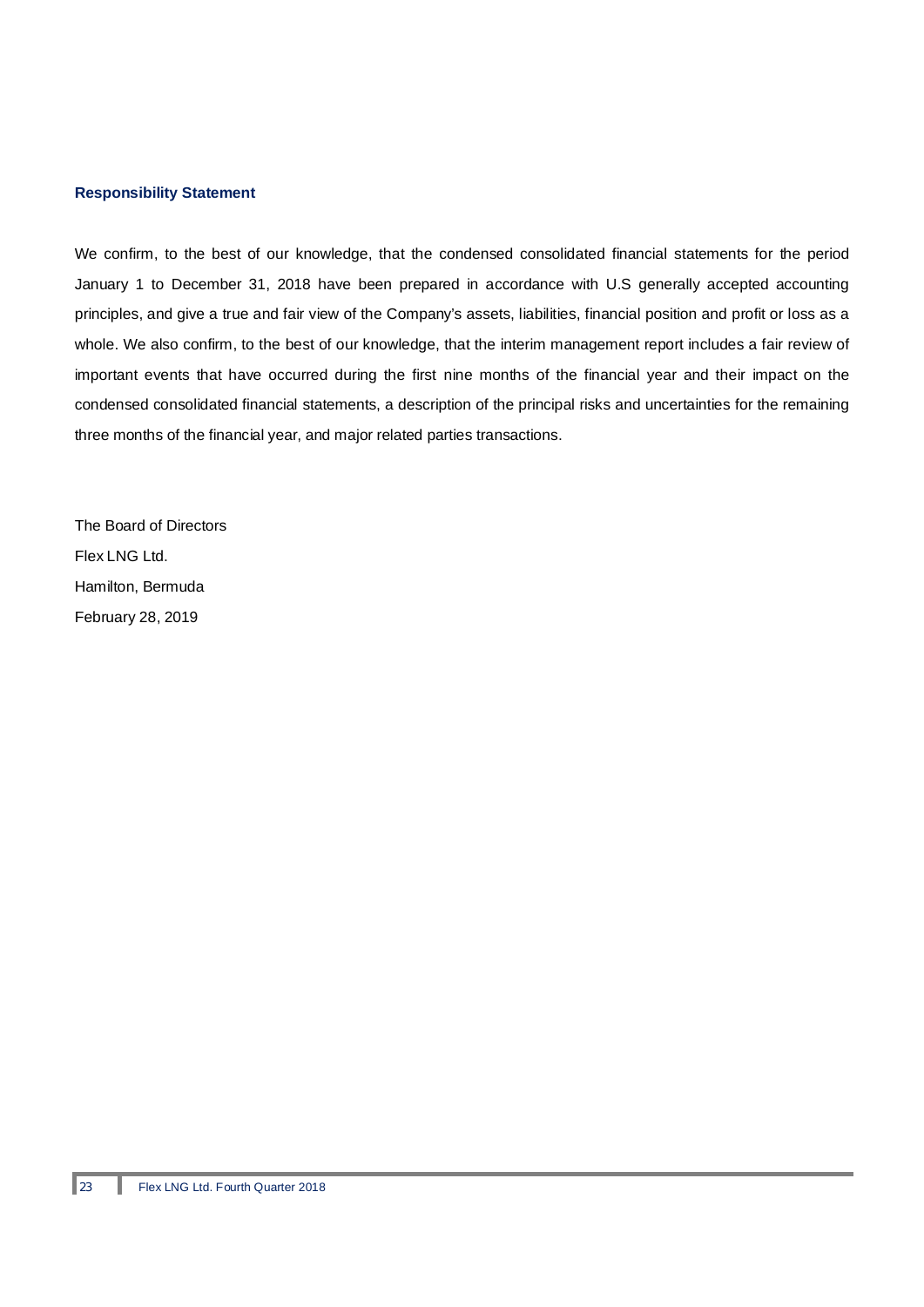### Responsibility Statement

We confirm, to the best of our knowledge, that the condensed consolidated financial statements for the period January 1 to December 31, 2018 have been prepared in accordance with U.S generally accepted accounting principles, and give a true and fair view of the Company's assets, liabilities, financial position and profit or loss as a whole. We also confirm, to the best of our knowledge, that the interim management report includes a fair review of important events that have occurred during the first nine months of the financial year and their impact on the condensed consolidated financial statements, a description of the principal risks and uncertainties for the remaining three months of the financial year, and major related parties transactions.

The Board of Directors
Flex LNG Ltd.
Hamilton, Bermuda
February 28, 2019